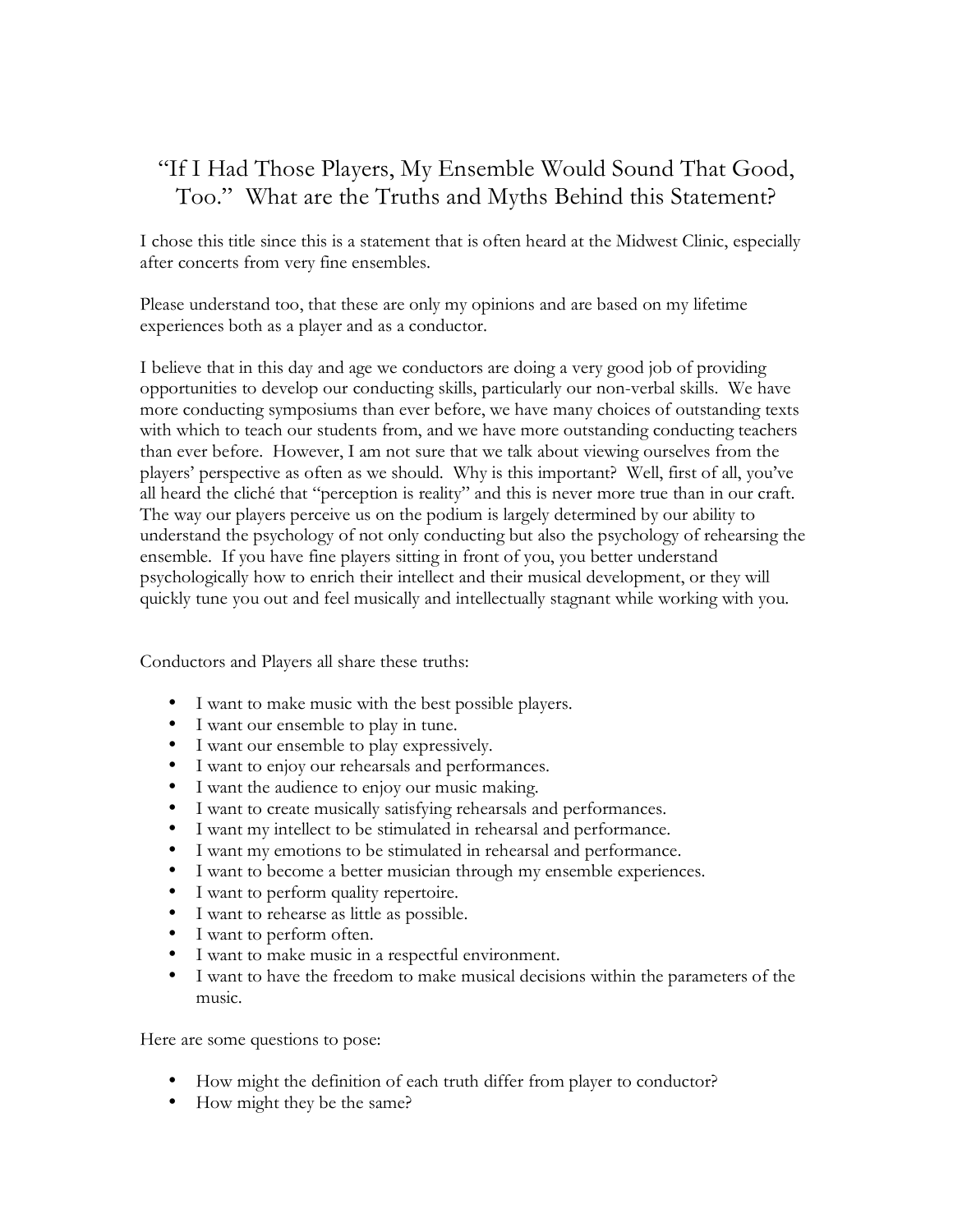# "If I Had Those Players, My Ensemble Would Sound That Good, Too." What are the Truths and Myths Behind this Statement?

I chose this title since this is a statement that is often heard at the Midwest Clinic, especially after concerts from very fine ensembles.

Please understand too, that these are only my opinions and are based on my lifetime experiences both as a player and as a conductor.

I believe that in this day and age we conductors are doing a very good job of providing opportunities to develop our conducting skills, particularly our non-verbal skills. We have more conducting symposiums than ever before, we have many choices of outstanding texts with which to teach our students from, and we have more outstanding conducting teachers than ever before. However, I am not sure that we talk about viewing ourselves from the players' perspective as often as we should. Why is this important? Well, first of all, you've all heard the cliché that "perception is reality" and this is never more true than in our craft. The way our players perceive us on the podium is largely determined by our ability to understand the psychology of not only conducting but also the psychology of rehearsing the ensemble. If you have fine players sitting in front of you, you better understand psychologically how to enrich their intellect and their musical development, or they will quickly tune you out and feel musically and intellectually stagnant while working with you.

Conductors and Players all share these truths:

- I want to make music with the best possible players.
- I want our ensemble to play in tune.
- I want our ensemble to play expressively.
- I want to enjoy our rehearsals and performances.
- I want the audience to enjoy our music making.
- I want to create musically satisfying rehearsals and performances.
- I want my intellect to be stimulated in rehearsal and performance.
- I want my emotions to be stimulated in rehearsal and performance.
- I want to become a better musician through my ensemble experiences.
- I want to perform quality repertoire.
- I want to rehearse as little as possible.
- I want to perform often.
- I want to make music in a respectful environment.
- I want to have the freedom to make musical decisions within the parameters of the music.

Here are some questions to pose:

- How might the definition of each truth differ from player to conductor?
- How might they be the same?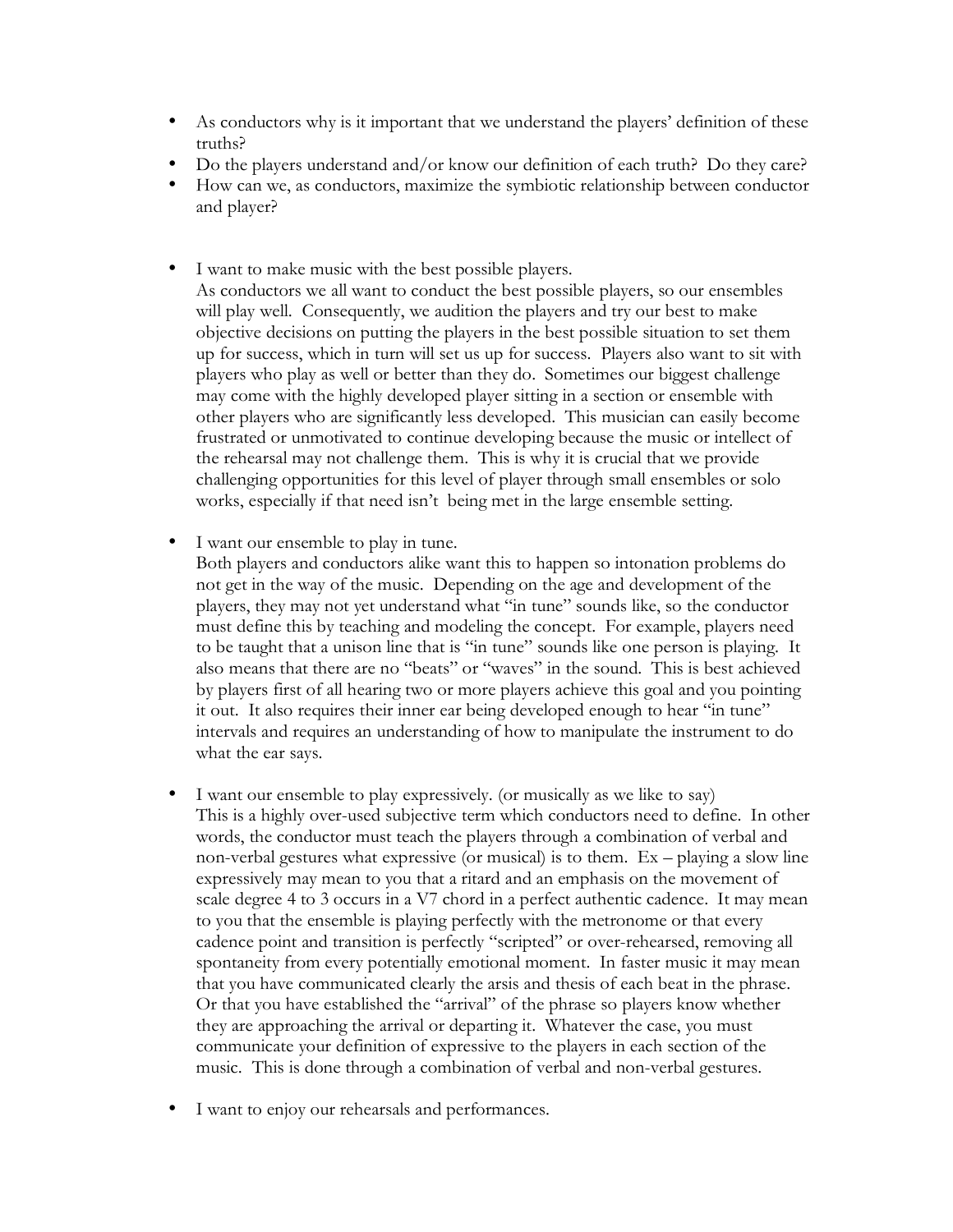- As conductors why is it important that we understand the players' definition of these truths?
- Do the players understand and/or know our definition of each truth? Do they care?
- How can we, as conductors, maximize the symbiotic relationship between conductor and player?

- I want to make music with the best possible players.
  As conductors we all want to conduct the best possible players, so our ensembles will play well. Consequently, we audition the players and try our best to make objective decisions on putting the players in the best possible situation to set them up for success, which in turn will set us up for success. Players also want to sit with players who play as well or better than they do. Sometimes our biggest challenge may come with the highly developed player sitting in a section or ensemble with other players who are significantly less developed. This musician can easily become frustrated or unmotivated to continue developing because the music or intellect of the rehearsal may not challenge them. This is why it is crucial that we provide challenging opportunities for this level of player through small ensembles or solo works, especially if that need isn't being met in the large ensemble setting.

- I want our ensemble to play in tune.
  Both players and conductors alike want this to happen so intonation problems do not get in the way of the music. Depending on the age and development of the players, they may not yet understand what "in tune" sounds like, so the conductor must define this by teaching and modeling the concept. For example, players need to be taught that a unison line that is "in tune" sounds like one person is playing. It also means that there are no "beats" or "waves" in the sound. This is best achieved by players first of all hearing two or more players achieve this goal and you pointing it out. It also requires their inner ear being developed enough to hear "in tune" intervals and requires an understanding of how to manipulate the instrument to do what the ear says.

- I want our ensemble to play expressively. (or musically as we like to say)
  This is a highly over-used subjective term which conductors need to define. In other words, the conductor must teach the players through a combination of verbal and non-verbal gestures what expressive (or musical) is to them. Ex – playing a slow line expressively may mean to you that a ritard and an emphasis on the movement of scale degree 4 to 3 occurs in a V7 chord in a perfect authentic cadence. It may mean to you that the ensemble is playing perfectly with the metronome or that every cadence point and transition is perfectly "scripted" or over-rehearsed, removing all spontaneity from every potentially emotional moment. In faster music it may mean that you have communicated clearly the arsis and thesis of each beat in the phrase. Or that you have established the "arrival" of the phrase so players know whether they are approaching the arrival or departing it. Whatever the case, you must communicate your definition of expressive to the players in each section of the music. This is done through a combination of verbal and non-verbal gestures.

- I want to enjoy our rehearsals and performances.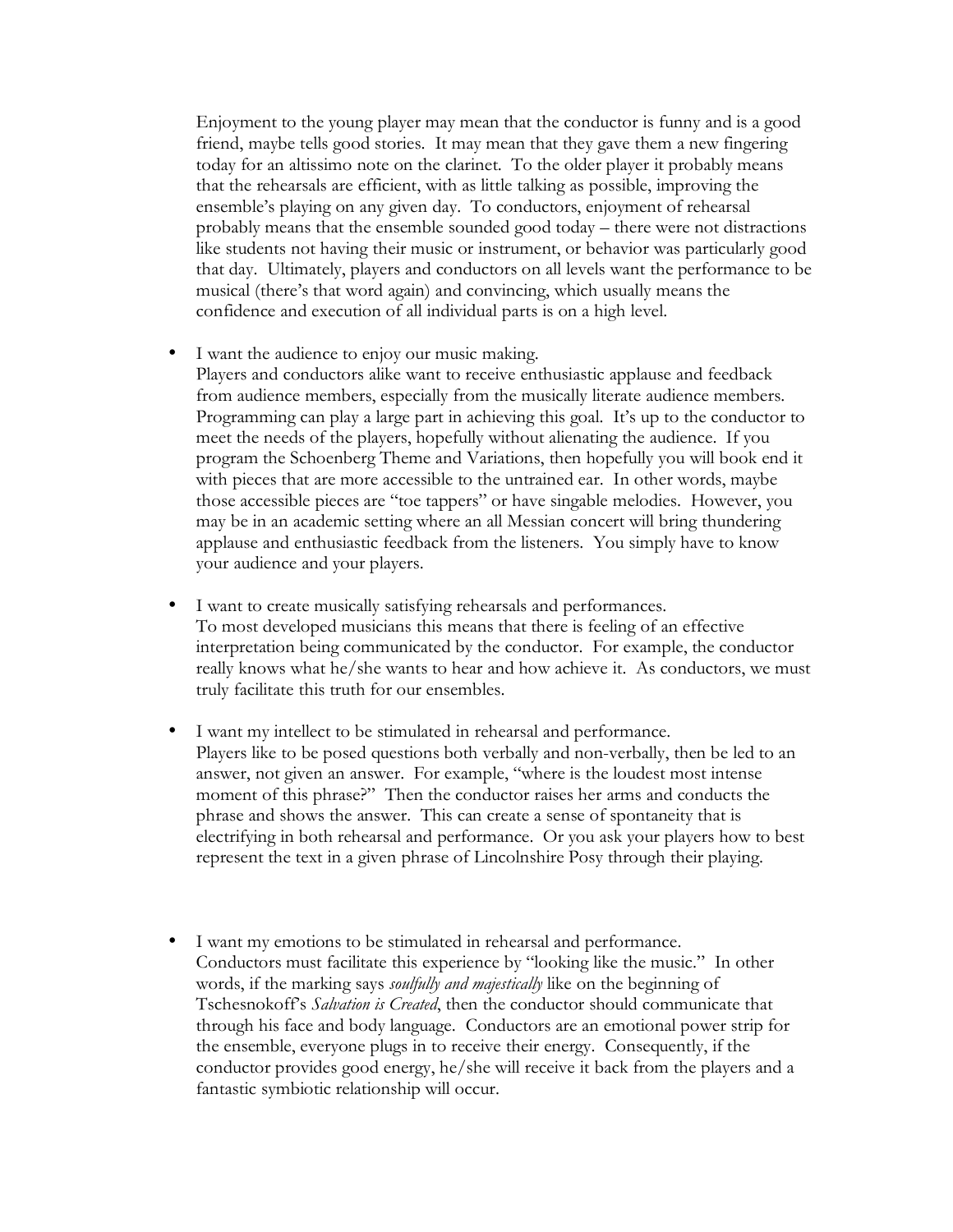Enjoyment to the young player may mean that the conductor is funny and is a good friend, maybe tells good stories. It may mean that they gave them a new fingering today for an altissimo note on the clarinet. To the older player it probably means that the rehearsals are efficient, with as little talking as possible, improving the ensemble's playing on any given day. To conductors, enjoyment of rehearsal probably means that the ensemble sounded good today – there were not distractions like students not having their music or instrument, or behavior was particularly good that day. Ultimately, players and conductors on all levels want the performance to be musical (there's that word again) and convincing, which usually means the confidence and execution of all individual parts is on a high level.

- I want the audience to enjoy our music making.
  Players and conductors alike want to receive enthusiastic applause and feedback from audience members, especially from the musically literate audience members. Programming can play a large part in achieving this goal. It's up to the conductor to meet the needs of the players, hopefully without alienating the audience. If you program the Schoenberg Theme and Variations, then hopefully you will book end it with pieces that are more accessible to the untrained ear. In other words, maybe those accessible pieces are "toe tappers" or have singable melodies. However, you may be in an academic setting where an all Messian concert will bring thundering applause and enthusiastic feedback from the listeners. You simply have to know your audience and your players.

- I want to create musically satisfying rehearsals and performances.
  To most developed musicians this means that there is feeling of an effective interpretation being communicated by the conductor. For example, the conductor really knows what he/she wants to hear and how achieve it. As conductors, we must truly facilitate this truth for our ensembles.

- I want my intellect to be stimulated in rehearsal and performance.
  Players like to be posed questions both verbally and non-verbally, then be led to an answer, not given an answer. For example, "where is the loudest most intense moment of this phrase?" Then the conductor raises her arms and conducts the phrase and shows the answer. This can create a sense of spontaneity that is electrifying in both rehearsal and performance. Or you ask your players how to best represent the text in a given phrase of Lincolnshire Posy through their playing.

- I want my emotions to be stimulated in rehearsal and performance.
  Conductors must facilitate this experience by "looking like the music." In other words, if the marking says *soulfully and majestically* like on the beginning of Tschesnokoff's *Salvation is Created*, then the conductor should communicate that through his face and body language. Conductors are an emotional power strip for the ensemble, everyone plugs in to receive their energy. Consequently, if the conductor provides good energy, he/she will receive it back from the players and a fantastic symbiotic relationship will occur.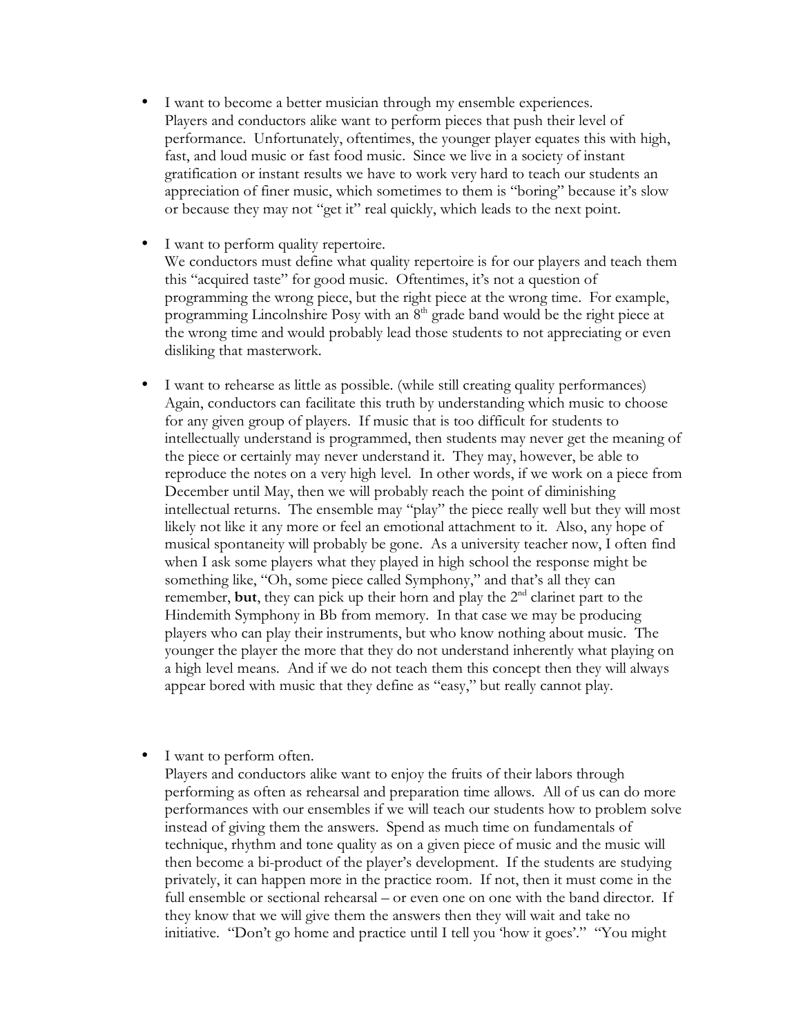- I want to become a better musician through my ensemble experiences.
  Players and conductors alike want to perform pieces that push their level of performance. Unfortunately, oftentimes, the younger player equates this with high, fast, and loud music or fast food music. Since we live in a society of instant gratification or instant results we have to work very hard to teach our students an appreciation of finer music, which sometimes to them is "boring" because it's slow or because they may not "get it" real quickly, which leads to the next point.

- I want to perform quality repertoire.
  We conductors must define what quality repertoire is for our players and teach them this "acquired taste" for good music. Oftentimes, it's not a question of programming the wrong piece, but the right piece at the wrong time. For example, programming Lincolnshire Posy with an 8th grade band would be the right piece at the wrong time and would probably lead those students to not appreciating or even disliking that masterwork.

- I want to rehearse as little as possible. (while still creating quality performances)
  Again, conductors can facilitate this truth by understanding which music to choose for any given group of players. If music that is too difficult for students to intellectually understand is programmed, then students may never get the meaning of the piece or certainly may never understand it. They may, however, be able to reproduce the notes on a very high level. In other words, if we work on a piece from December until May, then we will probably reach the point of diminishing intellectual returns. The ensemble may "play" the piece really well but they will most likely not like it any more or feel an emotional attachment to it. Also, any hope of musical spontaneity will probably be gone. As a university teacher now, I often find when I ask some players what they played in high school the response might be something like, "Oh, some piece called Symphony," and that's all they can remember, **but**, they can pick up their horn and play the 2nd clarinet part to the Hindemith Symphony in Bb from memory. In that case we may be producing players who can play their instruments, but who know nothing about music. The younger the player the more that they do not understand inherently what playing on a high level means. And if we do not teach them this concept then they will always appear bored with music that they define as "easy," but really cannot play.

- I want to perform often.
  Players and conductors alike want to enjoy the fruits of their labors through performing as often as rehearsal and preparation time allows. All of us can do more performances with our ensembles if we will teach our students how to problem solve instead of giving them the answers. Spend as much time on fundamentals of technique, rhythm and tone quality as on a given piece of music and the music will then become a bi-product of the player's development. If the students are studying privately, it can happen more in the practice room. If not, then it must come in the full ensemble or sectional rehearsal – or even one on one with the band director. If they know that we will give them the answers then they will wait and take no initiative. "Don't go home and practice until I tell you 'how it goes'." "You might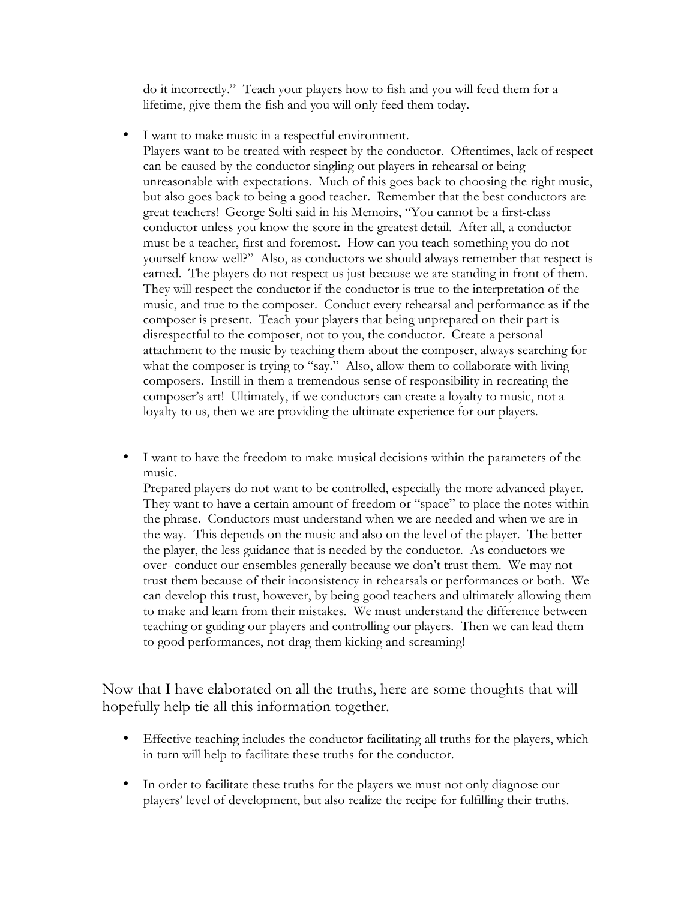do it incorrectly." Teach your players how to fish and you will feed them for a lifetime, give them the fish and you will only feed them today.

- I want to make music in a respectful environment.
  Players want to be treated with respect by the conductor. Oftentimes, lack of respect can be caused by the conductor singling out players in rehearsal or being unreasonable with expectations. Much of this goes back to choosing the right music, but also goes back to being a good teacher. Remember that the best conductors are great teachers! George Solti said in his Memoirs, "You cannot be a first-class conductor unless you know the score in the greatest detail. After all, a conductor must be a teacher, first and foremost. How can you teach something you do not yourself know well?" Also, as conductors we should always remember that respect is earned. The players do not respect us just because we are standing in front of them. They will respect the conductor if the conductor is true to the interpretation of the music, and true to the composer. Conduct every rehearsal and performance as if the composer is present. Teach your players that being unprepared on their part is disrespectful to the composer, not to you, the conductor. Create a personal attachment to the music by teaching them about the composer, always searching for what the composer is trying to "say." Also, allow them to collaborate with living composers. Instill in them a tremendous sense of responsibility in recreating the composer's art! Ultimately, if we conductors can create a loyalty to music, not a loyalty to us, then we are providing the ultimate experience for our players.

- I want to have the freedom to make musical decisions within the parameters of the music.
  Prepared players do not want to be controlled, especially the more advanced player. They want to have a certain amount of freedom or "space" to place the notes within the phrase. Conductors must understand when we are needed and when we are in the way. This depends on the music and also on the level of the player. The better the player, the less guidance that is needed by the conductor. As conductors we over- conduct our ensembles generally because we don't trust them. We may not trust them because of their inconsistency in rehearsals or performances or both. We can develop this trust, however, by being good teachers and ultimately allowing them to make and learn from their mistakes. We must understand the difference between teaching or guiding our players and controlling our players. Then we can lead them to good performances, not drag them kicking and screaming!

Now that I have elaborated on all the truths, here are some thoughts that will hopefully help tie all this information together.

- Effective teaching includes the conductor facilitating all truths for the players, which in turn will help to facilitate these truths for the conductor.

- In order to facilitate these truths for the players we must not only diagnose our players' level of development, but also realize the recipe for fulfilling their truths.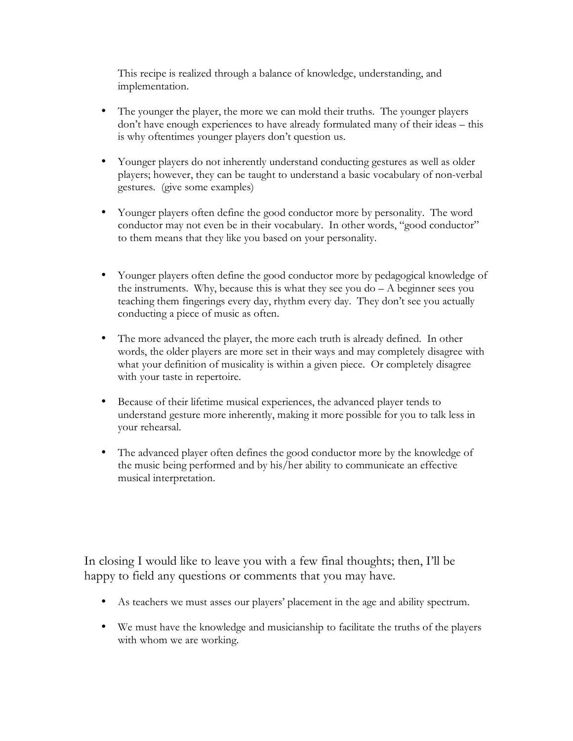This recipe is realized through a balance of knowledge, understanding, and implementation.

- The younger the player, the more we can mold their truths. The younger players don't have enough experiences to have already formulated many of their ideas – this is why oftentimes younger players don't question us.

- Younger players do not inherently understand conducting gestures as well as older players; however, they can be taught to understand a basic vocabulary of non-verbal gestures. (give some examples)

- Younger players often define the good conductor more by personality. The word conductor may not even be in their vocabulary. In other words, "good conductor" to them means that they like you based on your personality.

- Younger players often define the good conductor more by pedagogical knowledge of the instruments. Why, because this is what they see you do – A beginner sees you teaching them fingerings every day, rhythm every day. They don't see you actually conducting a piece of music as often.

- The more advanced the player, the more each truth is already defined. In other words, the older players are more set in their ways and may completely disagree with what your definition of musicality is within a given piece. Or completely disagree with your taste in repertoire.

- Because of their lifetime musical experiences, the advanced player tends to understand gesture more inherently, making it more possible for you to talk less in your rehearsal.

- The advanced player often defines the good conductor more by the knowledge of the music being performed and by his/her ability to communicate an effective musical interpretation.

In closing I would like to leave you with a few final thoughts; then, I'll be happy to field any questions or comments that you may have.

- As teachers we must asses our players' placement in the age and ability spectrum.

- We must have the knowledge and musicianship to facilitate the truths of the players with whom we are working.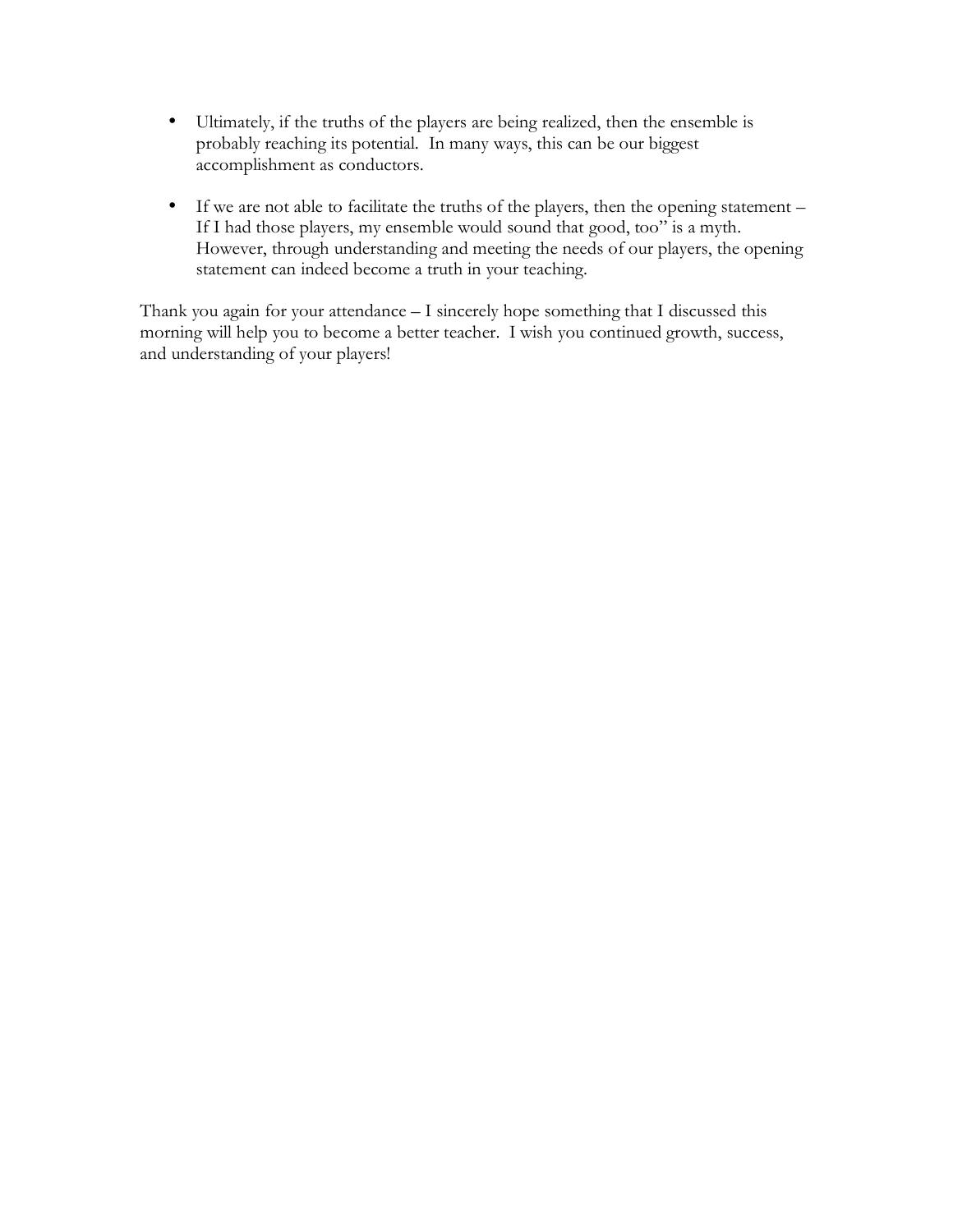- Ultimately, if the truths of the players are being realized, then the ensemble is probably reaching its potential. In many ways, this can be our biggest accomplishment as conductors.

- If we are not able to facilitate the truths of the players, then the opening statement – If I had those players, my ensemble would sound that good, too" is a myth. However, through understanding and meeting the needs of our players, the opening statement can indeed become a truth in your teaching.

Thank you again for your attendance – I sincerely hope something that I discussed this morning will help you to become a better teacher. I wish you continued growth, success, and understanding of your players!